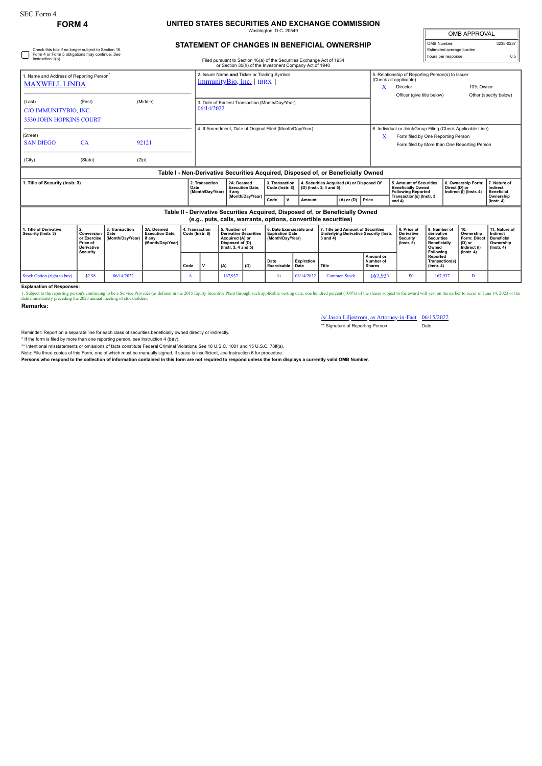SEC Form 4

**FORM 4**

# UNITED STATES SECURITIES AND EXCHANGE COMMISSION

Washington, D.C. 20549

## STATEMENT OF CHANGES IN BENEFICIAL OWNERSHIP

Filed pursuant to Section 16(a) of the Securities Exchange Act of 1934 or Section 30(h) of the Investment Company Act of 1940

| OMB APPROVAL | |
|---|---|
| OMB Number: | 3235-0287 |
| Estimated average burden | |
| hours per response: | 0.5 |

☐ Check this box if no longer subject to Section 16. Form 4 or Form 5 obligations may continue. *See* Instruction 1(b).

1. Name and Address of Reporting Person*
MAXWELL LINDA

(Last) (First) (Middle)
C/O IMMUNITYBIO, INC.
3530 JOHN HOPKINS COURT

(Street)
SAN DIEGO CA 92121

(City) (State) (Zip)

2. Issuer Name and Ticker or Trading Symbol
ImmunityBio, Inc. [ IBRX ]

3. Date of Earliest Transaction (Month/Day/Year)
06/14/2022

4. If Amendment, Date of Original Filed (Month/Day/Year)

5. Relationship of Reporting Person(s) to Issuer (Check all applicable)
X Director
10% Owner
Officer (give title below)
Other (specify below)

6. Individual or Joint/Group Filing (Check Applicable Line)
X Form filed by One Reporting Person
Form filed by More than One Reporting Person

### Table I - Non-Derivative Securities Acquired, Disposed of, or Beneficially Owned

| 1. Title of Security (Instr. 3) | 2. Transaction Date (Month/Day/Year) | 2A. Deemed Execution Date, if any (Month/Day/Year) | 3. Transaction Code (Instr. 8) | | 4. Securities Acquired (A) or Disposed Of (D) (Instr. 3, 4 and 5) | | | 5. Amount of Securities Beneficially Owned Following Reported Transaction(s) (Instr. 3 and 4) | 6. Ownership Form: Direct (D) or Indirect (I) (Instr. 4) | 7. Nature of Indirect Beneficial Ownership (Instr. 4) |
|---|---|---|---|---|---|---|---|---|---|---|
| | | | Code | V | Amount | (A) or (D) | Price | | | |

### Table II - Derivative Securities Acquired, Disposed of, or Beneficially Owned (e.g., puts, calls, warrants, options, convertible securities)

| 1. Title of Derivative Security (Instr. 3) | 2. Conversion or Exercise Price of Derivative Security | 3. Transaction Date (Month/Day/Year) | 3A. Deemed Execution Date, if any (Month/Day/Year) | 4. Transaction Code (Instr. 8) | | 5. Number of Derivative Securities Acquired (A) or Disposed of (D) (Instr. 3, 4 and 5) | | 6. Date Exercisable and Expiration Date (Month/Day/Year) | | 7. Title and Amount of Securities Underlying Derivative Security (Instr. 3 and 4) | | 8. Price of Derivative Security (Instr. 5) | 9. Number of derivative Securities Beneficially Owned Following Reported Transaction(s) (Instr. 4) | 10. Ownership Form: Direct (D) or Indirect (I) (Instr. 4) | 11. Nature of Indirect Beneficial Ownership (Instr. 4) |
|---|---|---|---|---|---|---|---|---|---|---|---|---|---|---|---|
| | | | | Code | V | (A) | (D) | Date Exercisable | Expiration Date | Title | Amount or Number of Shares | | | | |
| Stock Option (right to buy) | $2.98 | 06/14/2022 | | A | | 167,937 | | (1) | 06/14/2032 | Common Stock | 167,937 | $0 | 167,937 | D | |

**Explanation of Responses:**

1. Subject to the reporting person's continuing to be a Service Provider (as defined in the 2015 Equity Incentive Plan) through such applicable vesting date, one hundred percent (100%) of the shares subject to the award will vest on the earlier to occur of June 14, 2023 or the date immediately preceding the 2023 annual meeting of stockholders.

**Remarks:**

/s/ Jason Liljestrom, as Attorney-in-Fact 06/15/2022

** Signature of Reporting Person Date

Reminder: Report on a separate line for each class of securities beneficially owned directly or indirectly.

* If the form is filed by more than one reporting person, *see* Instruction 4 (b)(v).

** Intentional misstatements or omissions of facts constitute Federal Criminal Violations *See* 18 U.S.C. 1001 and 15 U.S.C. 78ff(a).

Note: File three copies of this Form, one of which must be manually signed. If space is insufficient, *see* Instruction 6 for procedure.

**Persons who respond to the collection of information contained in this form are not required to respond unless the form displays a currently valid OMB Number.**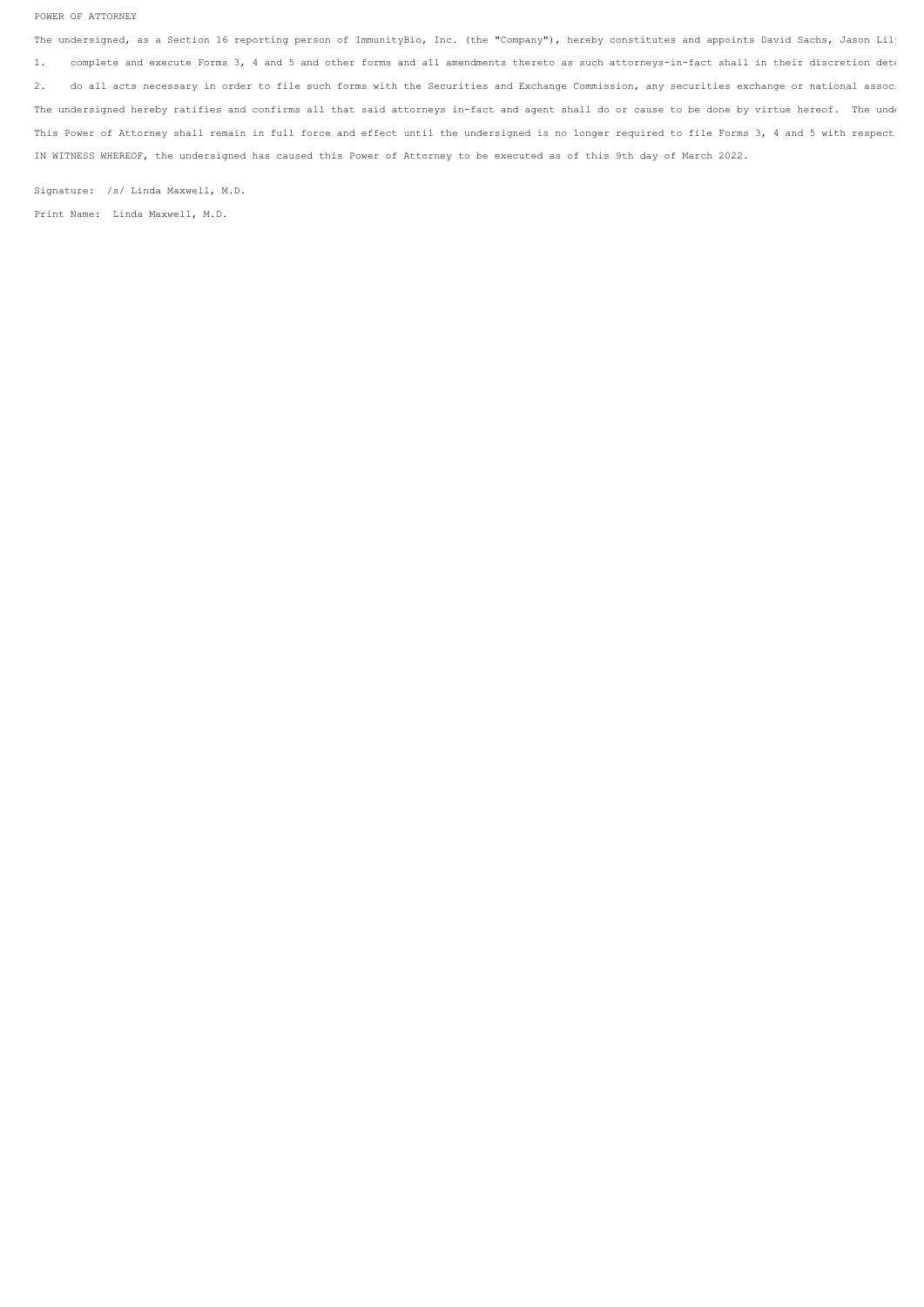POWER OF ATTORNEY

The undersigned, as a Section 16 reporting person of ImmunityBio, Inc. (the "Company"), hereby constitutes and appoints David Sachs, Jason Lil

1. complete and execute Forms 3, 4 and 5 and other forms and all amendments thereto as such attorneys-in-fact shall in their discretion dete

2. do all acts necessary in order to file such forms with the Securities and Exchange Commission, any securities exchange or national assoc

The undersigned hereby ratifies and confirms all that said attorneys in-fact and agent shall do or cause to be done by virtue hereof. The unde

This Power of Attorney shall remain in full force and effect until the undersigned is no longer required to file Forms 3, 4 and 5 with respect

IN WITNESS WHEREOF, the undersigned has caused this Power of Attorney to be executed as of this 9th day of March 2022.

Signature: /s/ Linda Maxwell, M.D.

Print Name: Linda Maxwell, M.D.